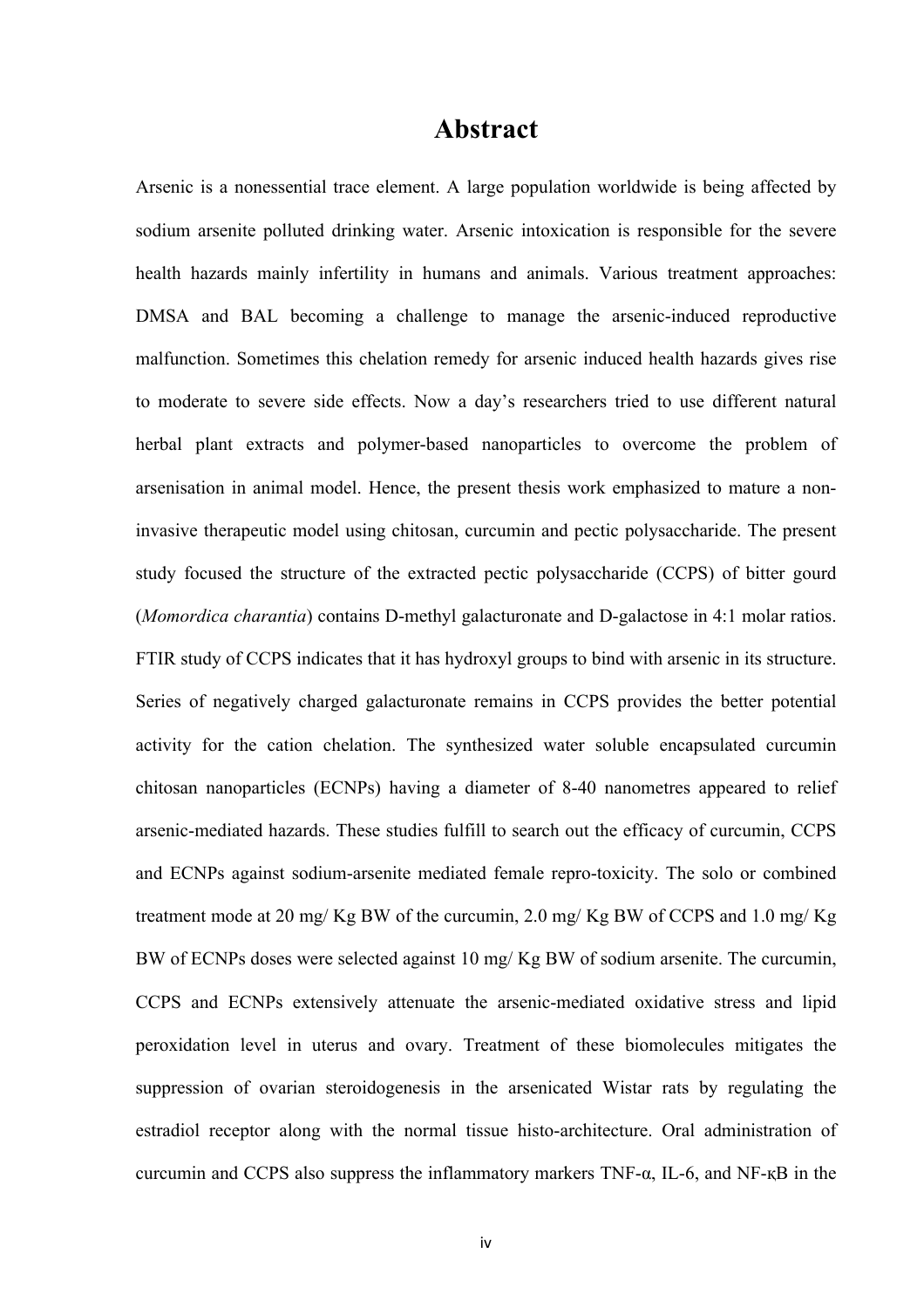# Abstract

Arsenic is a nonessential trace element. A large population worldwide is being affected by sodium arsenite polluted drinking water. Arsenic intoxication is responsible for the severe health hazards mainly infertility in humans and animals. Various treatment approaches: DMSA and BAL becoming a challenge to manage the arsenic-induced reproductive malfunction. Sometimes this chelation remedy for arsenic induced health hazards gives rise to moderate to severe side effects. Now a day's researchers tried to use different natural herbal plant extracts and polymer-based nanoparticles to overcome the problem of arsenisation in animal model. Hence, the present thesis work emphasized to mature a non-invasive therapeutic model using chitosan, curcumin and pectic polysaccharide. The present study focused the structure of the extracted pectic polysaccharide (CCPS) of bitter gourd (*Momordica charantia*) contains D-methyl galacturonate and D-galactose in 4:1 molar ratios. FTIR study of CCPS indicates that it has hydroxyl groups to bind with arsenic in its structure. Series of negatively charged galacturonate remains in CCPS provides the better potential activity for the cation chelation. The synthesized water soluble encapsulated curcumin chitosan nanoparticles (ECNPs) having a diameter of 8-40 nanometres appeared to relief arsenic-mediated hazards. These studies fulfill to search out the efficacy of curcumin, CCPS and ECNPs against sodium-arsenite mediated female repro-toxicity. The solo or combined treatment mode at 20 mg/ Kg BW of the curcumin, 2.0 mg/ Kg BW of CCPS and 1.0 mg/ Kg BW of ECNPs doses were selected against 10 mg/ Kg BW of sodium arsenite. The curcumin, CCPS and ECNPs extensively attenuate the arsenic-mediated oxidative stress and lipid peroxidation level in uterus and ovary. Treatment of these biomolecules mitigates the suppression of ovarian steroidogenesis in the arsenicated Wistar rats by regulating the estradiol receptor along with the normal tissue histo-architecture. Oral administration of curcumin and CCPS also suppress the inflammatory markers TNF-α, IL-6, and NF-κB in the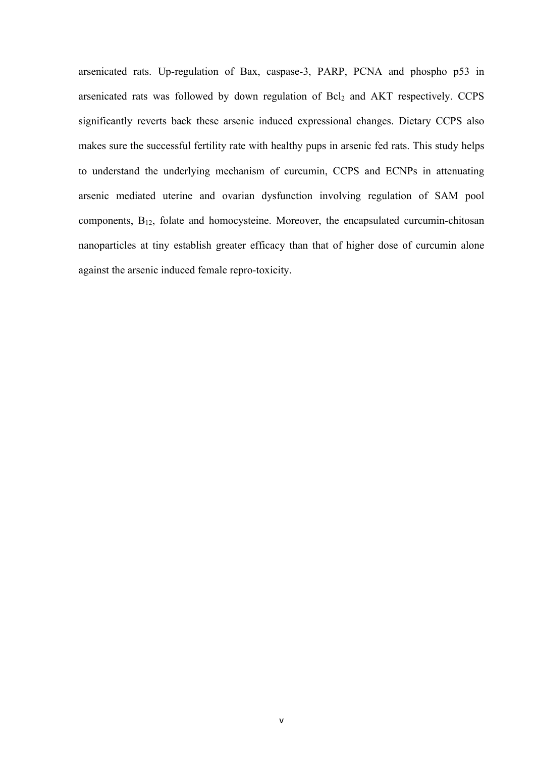arsenicated rats. Up-regulation of Bax, caspase-3, PARP, PCNA and phospho p53 in arsenicated rats was followed by down regulation of $Bcl_2$ and AKT respectively. CCPS significantly reverts back these arsenic induced expressional changes. Dietary CCPS also makes sure the successful fertility rate with healthy pups in arsenic fed rats. This study helps to understand the underlying mechanism of curcumin, CCPS and ECNPs in attenuating arsenic mediated uterine and ovarian dysfunction involving regulation of SAM pool components, $B_{12}$, folate and homocysteine. Moreover, the encapsulated curcumin-chitosan nanoparticles at tiny establish greater efficacy than that of higher dose of curcumin alone against the arsenic induced female repro-toxicity.